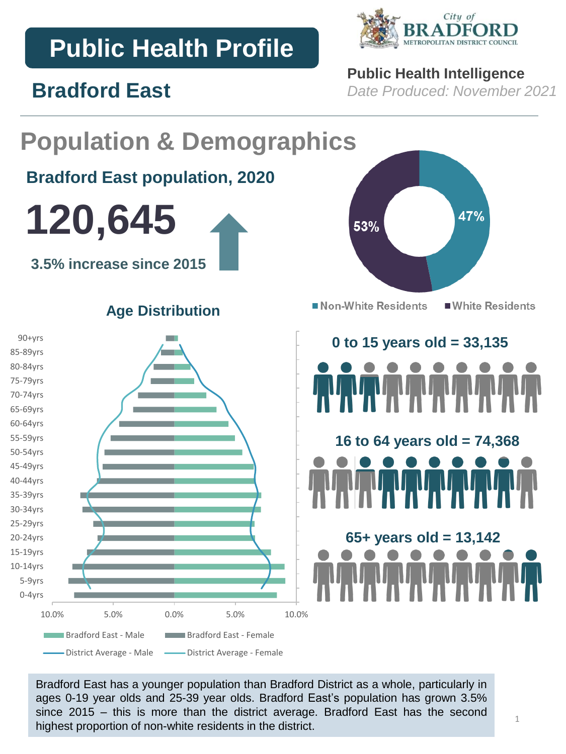# Public Health Profile

## Bradford East

**Public Health Intelligence**

*Date Produced: November 2021*

# Population & Demographics

### Bradford East population, 2020

**120,645**

**3.5% increase since 2015**

47% Non-White Residents
53% White Residents

### Age Distribution

90+yrs, 85-89yrs, 80-84yrs, 75-79yrs, 70-74yrs, 65-69yrs, 60-64yrs, 55-59yrs, 50-54yrs, 45-49yrs, 40-44yrs, 35-39yrs, 30-34yrs, 25-29yrs, 20-24yrs, 15-19yrs, 10-14yrs, 5-9yrs, 0-4yrs

10.0% 5.0% 0.0% 5.0% 10.0%

Bradford East - Male | Bradford East - Female | District Average - Male | District Average - Female

**0 to 15 years old = 33,135**

**16 to 64 years old = 74,368**

**65+ years old = 13,142**

Bradford East has a younger population than Bradford District as a whole, particularly in ages 0-19 year olds and 25-39 year olds. Bradford East's population has grown 3.5% since 2015 – this is more than the district average. Bradford East has the second highest proportion of non-white residents in the district.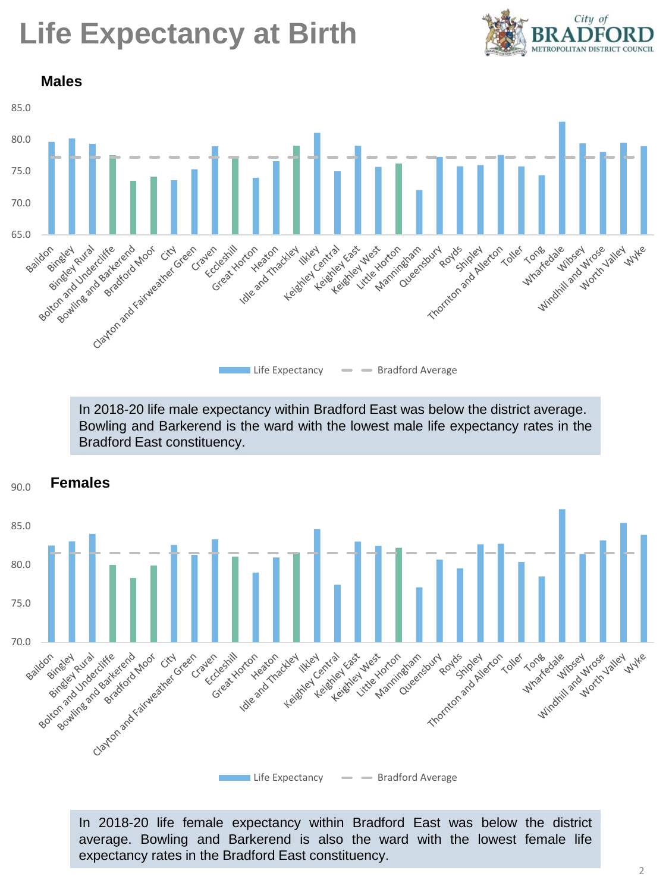# Life Expectancy at Birth

## Males

In 2018-20 life male expectancy within Bradford East was below the district average. Bowling and Barkerend is the ward with the lowest male life expectancy rates in the Bradford East constituency.

## Females

In 2018-20 life female expectancy within Bradford East was below the district average. Bowling and Barkerend is also the ward with the lowest female life expectancy rates in the Bradford East constituency.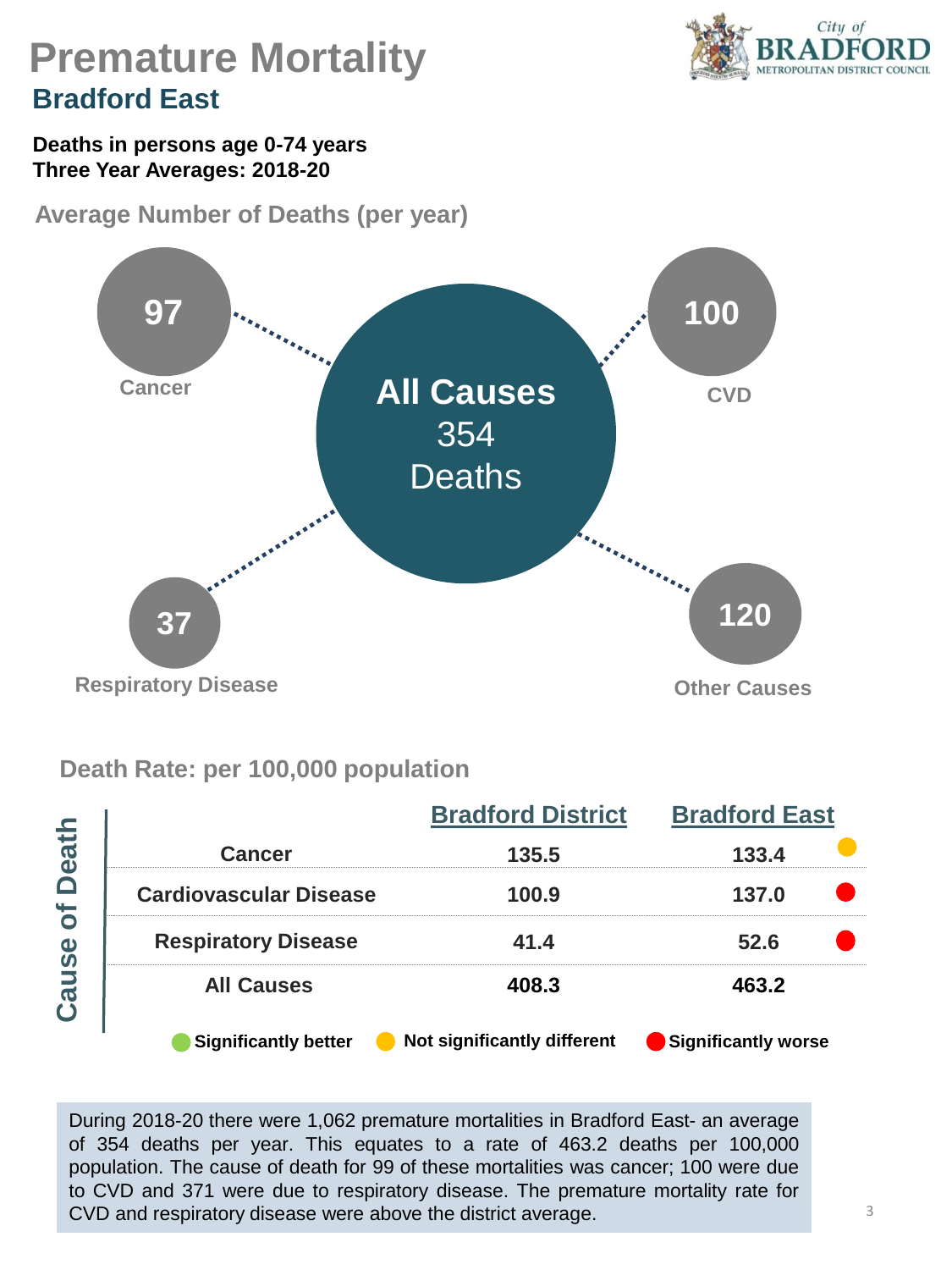# Premature Mortality

## Bradford East

**Deaths in persons age 0-74 years**
**Three Year Averages: 2018-20**

### Average Number of Deaths (per year)

- **All Causes** 354 Deaths
- **Cancer**: 97
- **CVD**: 100
- **Respiratory Disease**: 37
- **Other Causes**: 120

### Death Rate: per 100,000 population

| Cause of Death | Bradford District | Bradford East | |
|---|---|---|---|
| Cancer | 135.5 | 133.4 | Not significantly different |
| Cardiovascular Disease | 100.9 | 137.0 | Significantly worse |
| Respiratory Disease | 41.4 | 52.6 | Significantly worse |
| All Causes | 408.3 | 463.2 | |

Significantly better · Not significantly different · Significantly worse

During 2018-20 there were 1,062 premature mortalities in Bradford East- an average of 354 deaths per year. This equates to a rate of 463.2 deaths per 100,000 population. The cause of death for 99 of these mortalities was cancer; 100 were due to CVD and 371 were due to respiratory disease. The premature mortality rate for CVD and respiratory disease were above the district average.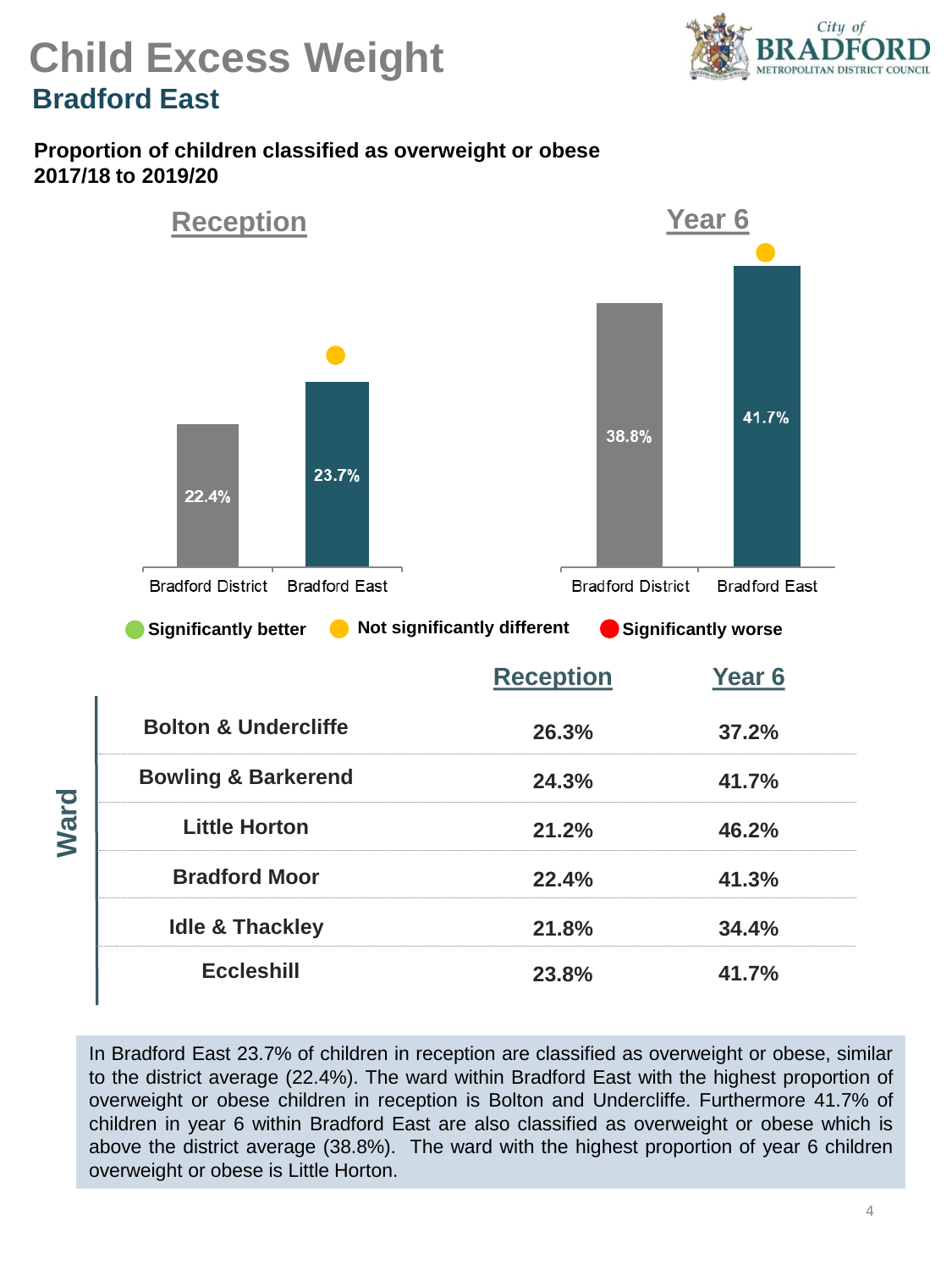# Child Excess Weight

## Bradford East

**Proportion of children classified as overweight or obese 2017/18 to 2019/20**

| | Reception | Year 6 |
|---|---|---|
| Bradford District | 22.4% | 38.8% |
| Bradford East | 23.7% | 41.7% |

Significantly better · Not significantly different · Significantly worse

| Ward | Reception | Year 6 |
|---|---|---|
| Bolton & Undercliffe | 26.3% | 37.2% |
| Bowling & Barkerend | 24.3% | 41.7% |
| Little Horton | 21.2% | 46.2% |
| Bradford Moor | 22.4% | 41.3% |
| Idle & Thackley | 21.8% | 34.4% |
| Eccleshill | 23.8% | 41.7% |

In Bradford East 23.7% of children in reception are classified as overweight or obese, similar to the district average (22.4%). The ward within Bradford East with the highest proportion of overweight or obese children in reception is Bolton and Undercliffe. Furthermore 41.7% of children in year 6 within Bradford East are also classified as overweight or obese which is above the district average (38.8%). The ward with the highest proportion of year 6 children overweight or obese is Little Horton.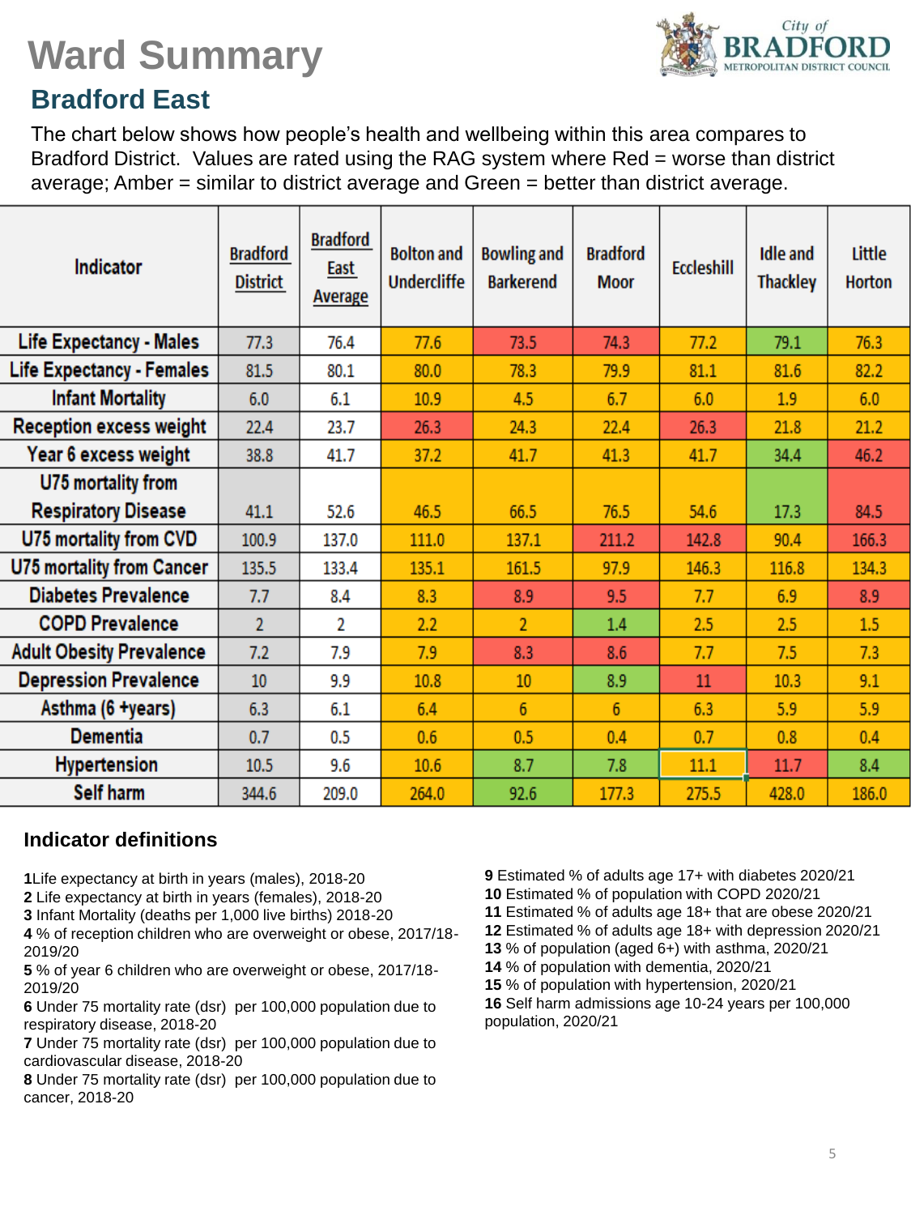# Ward Summary

## Bradford East

The chart below shows how people's health and wellbeing within this area compares to Bradford District. Values are rated using the RAG system where Red = worse than district average; Amber = similar to district average and Green = better than district average.

| Indicator | Bradford District | Bradford East Average | Bolton and Undercliffe | Bowling and Barkerend | Bradford Moor | Eccleshill | Idle and Thackley | Little Horton |
|---|---|---|---|---|---|---|---|---|
| Life Expectancy - Males | 77.3 | 76.4 | 77.6 | 73.5 | 74.3 | 77.2 | 79.1 | 76.3 |
| Life Expectancy - Females | 81.5 | 80.1 | 80.0 | 78.3 | 79.9 | 81.1 | 81.6 | 82.2 |
| Infant Mortality | 6.0 | 6.1 | 10.9 | 4.5 | 6.7 | 6.0 | 1.9 | 6.0 |
| Reception excess weight | 22.4 | 23.7 | 26.3 | 24.3 | 22.4 | 26.3 | 21.8 | 21.2 |
| Year 6 excess weight | 38.8 | 41.7 | 37.2 | 41.7 | 41.3 | 41.7 | 34.4 | 46.2 |
| U75 mortality from Respiratory Disease | 41.1 | 52.6 | 46.5 | 66.5 | 76.5 | 54.6 | 17.3 | 84.5 |
| U75 mortality from CVD | 100.9 | 137.0 | 111.0 | 137.1 | 211.2 | 142.8 | 90.4 | 166.3 |
| U75 mortality from Cancer | 135.5 | 133.4 | 135.1 | 161.5 | 97.9 | 146.3 | 116.8 | 134.3 |
| Diabetes Prevalence | 7.7 | 8.4 | 8.3 | 8.9 | 9.5 | 7.7 | 6.9 | 8.9 |
| COPD Prevalence | 2 | 2 | 2.2 | 2 | 1.4 | 2.5 | 2.5 | 1.5 |
| Adult Obesity Prevalence | 7.2 | 7.9 | 7.9 | 8.3 | 8.6 | 7.7 | 7.5 | 7.3 |
| Depression Prevalence | 10 | 9.9 | 10.8 | 10 | 8.9 | 11 | 10.3 | 9.1 |
| Asthma (6 +years) | 6.3 | 6.1 | 6.4 | 6 | 6 | 6.3 | 5.9 | 5.9 |
| Dementia | 0.7 | 0.5 | 0.6 | 0.5 | 0.4 | 0.7 | 0.8 | 0.4 |
| Hypertension | 10.5 | 9.6 | 10.6 | 8.7 | 7.8 | 11.1 | 11.7 | 8.4 |
| Self harm | 344.6 | 209.0 | 264.0 | 92.6 | 177.3 | 275.5 | 428.0 | 186.0 |

### Indicator definitions

**1** Life expectancy at birth in years (males), 2018-20
**2** Life expectancy at birth in years (females), 2018-20
**3** Infant Mortality (deaths per 1,000 live births) 2018-20
**4** % of reception children who are overweight or obese, 2017/18-2019/20
**5** % of year 6 children who are overweight or obese, 2017/18-2019/20
**6** Under 75 mortality rate (dsr) per 100,000 population due to respiratory disease, 2018-20
**7** Under 75 mortality rate (dsr) per 100,000 population due to cardiovascular disease, 2018-20
**8** Under 75 mortality rate (dsr) per 100,000 population due to cancer, 2018-20
**9** Estimated % of adults age 17+ with diabetes 2020/21
**10** Estimated % of population with COPD 2020/21
**11** Estimated % of adults age 18+ that are obese 2020/21
**12** Estimated % of adults age 18+ with depression 2020/21
**13** % of population (aged 6+) with asthma, 2020/21
**14** % of population with dementia, 2020/21
**15** % of population with hypertension, 2020/21
**16** Self harm admissions age 10-24 years per 100,000 population, 2020/21